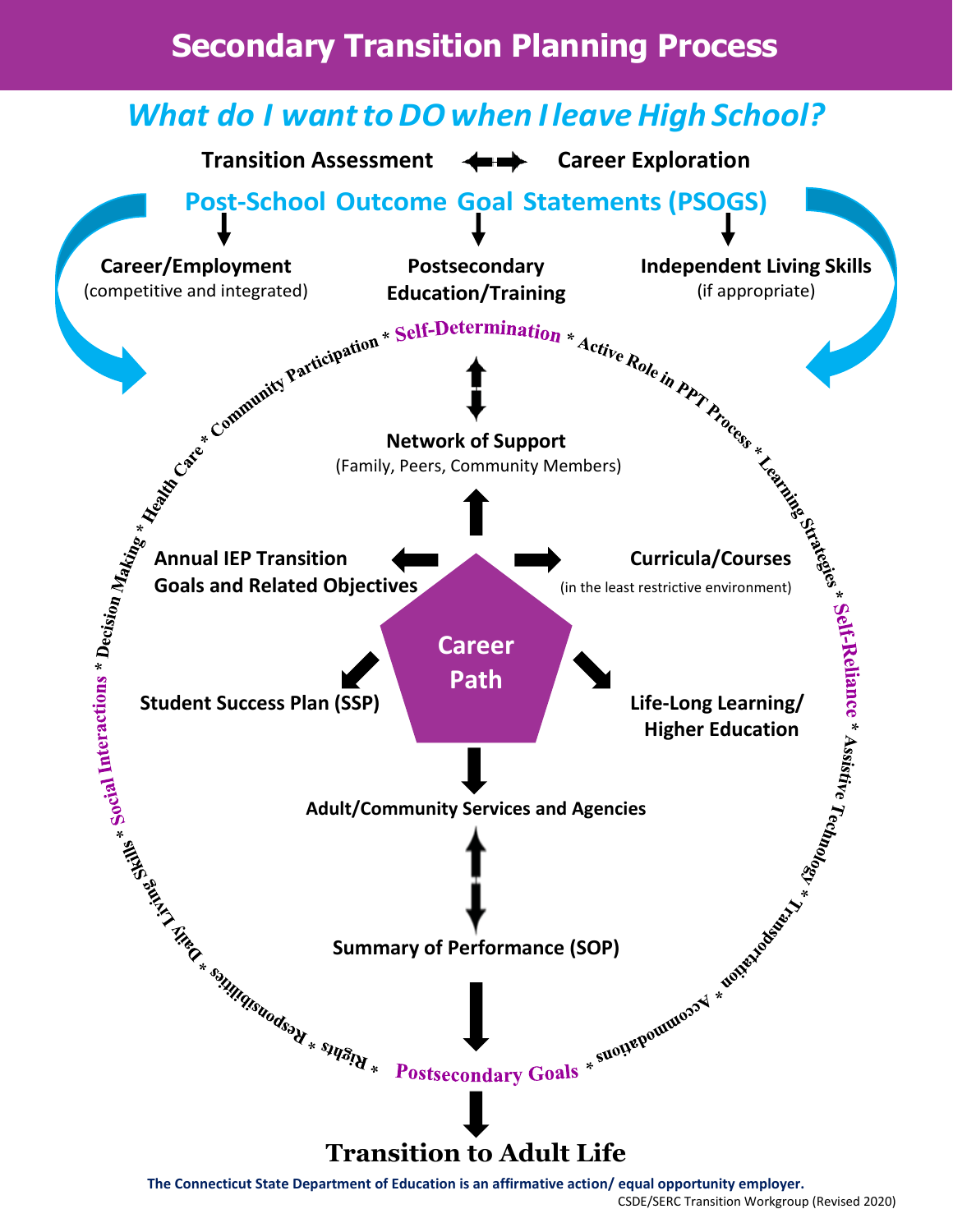# Secondary Transition Planning Process

## *What do I want to DO when I leave High School?*

**Transition Assessment** ⟷ **Career Exploration**

## Post-School Outcome Goal Statements (PSOGS)

**Career/Employment**
(competitive and integrated)

**Postsecondary Education/Training**

**Independent Living Skills**
(if appropriate)

Self-Determination * Active Role in PPT Process * Learning Strategies * Self-Reliance * Assistive Technology * Transportation * Accommodations * Postsecondary Goals * Rights * Responsibilities * Daily Living Skills * Social Interactions * Decision Making * Health Care * Community Participation *

**Network of Support**
(Family, Peers, Community Members)

**Annual IEP Transition Goals and Related Objectives**

**Curricula/Courses**
(in the least restrictive environment)

**Career Path**

**Student Success Plan (SSP)**

**Life-Long Learning/ Higher Education**

**Adult/Community Services and Agencies**

**Summary of Performance (SOP)**

**Postsecondary Goals**

**Transition to Adult Life**

**The Connecticut State Department of Education is an affirmative action/ equal opportunity employer.**

CSDE/SERC Transition Workgroup (Revised 2020)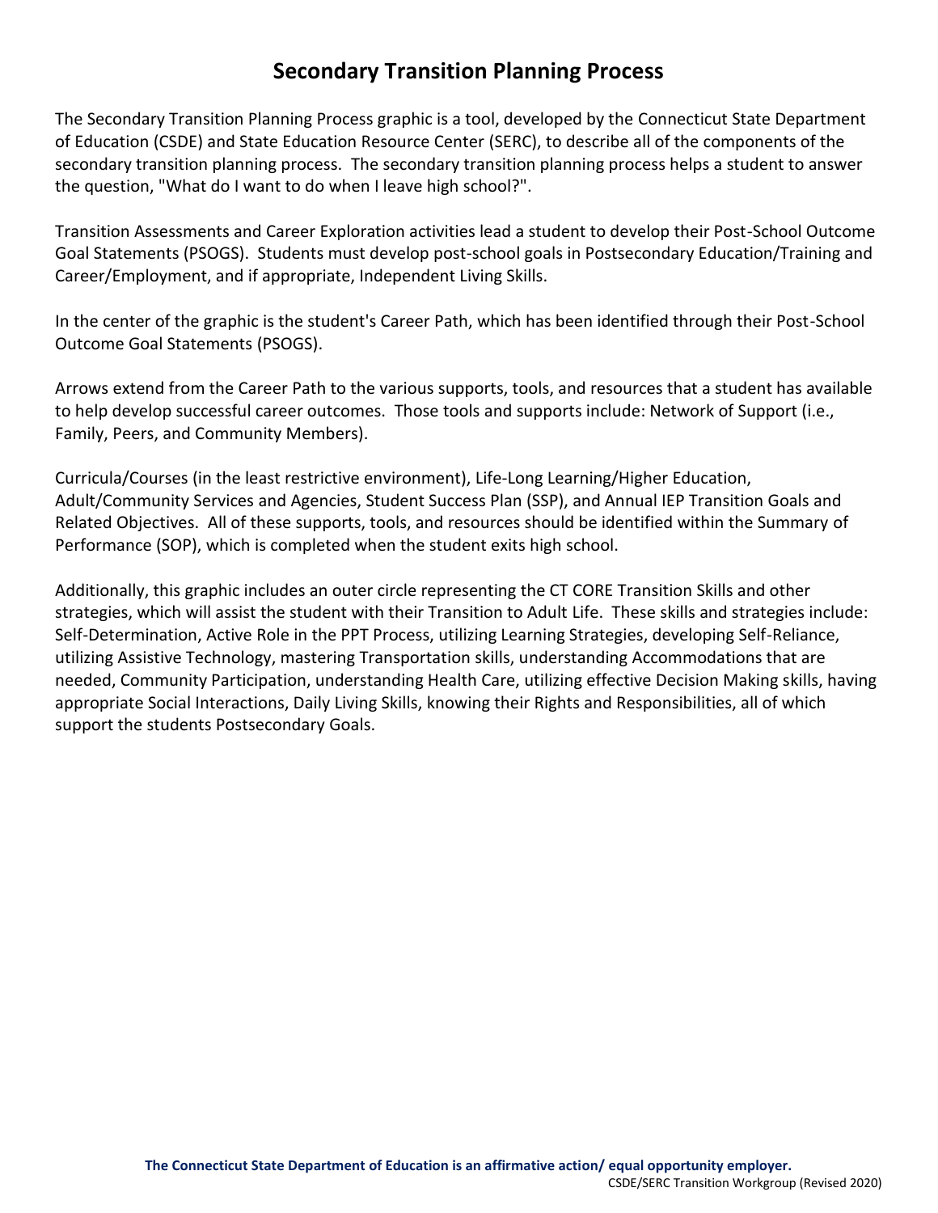# Secondary Transition Planning Process

The Secondary Transition Planning Process graphic is a tool, developed by the Connecticut State Department of Education (CSDE) and State Education Resource Center (SERC), to describe all of the components of the secondary transition planning process. The secondary transition planning process helps a student to answer the question, "What do I want to do when I leave high school?".

Transition Assessments and Career Exploration activities lead a student to develop their Post-School Outcome Goal Statements (PSOGS). Students must develop post-school goals in Postsecondary Education/Training and Career/Employment, and if appropriate, Independent Living Skills.

In the center of the graphic is the student's Career Path, which has been identified through their Post-School Outcome Goal Statements (PSOGS).

Arrows extend from the Career Path to the various supports, tools, and resources that a student has available to help develop successful career outcomes. Those tools and supports include: Network of Support (i.e., Family, Peers, and Community Members).

Curricula/Courses (in the least restrictive environment), Life-Long Learning/Higher Education, Adult/Community Services and Agencies, Student Success Plan (SSP), and Annual IEP Transition Goals and Related Objectives. All of these supports, tools, and resources should be identified within the Summary of Performance (SOP), which is completed when the student exits high school.

Additionally, this graphic includes an outer circle representing the CT CORE Transition Skills and other strategies, which will assist the student with their Transition to Adult Life. These skills and strategies include: Self-Determination, Active Role in the PPT Process, utilizing Learning Strategies, developing Self-Reliance, utilizing Assistive Technology, mastering Transportation skills, understanding Accommodations that are needed, Community Participation, understanding Health Care, utilizing effective Decision Making skills, having appropriate Social Interactions, Daily Living Skills, knowing their Rights and Responsibilities, all of which support the students Postsecondary Goals.

**The Connecticut State Department of Education is an affirmative action/ equal opportunity employer.**

CSDE/SERC Transition Workgroup (Revised 2020)